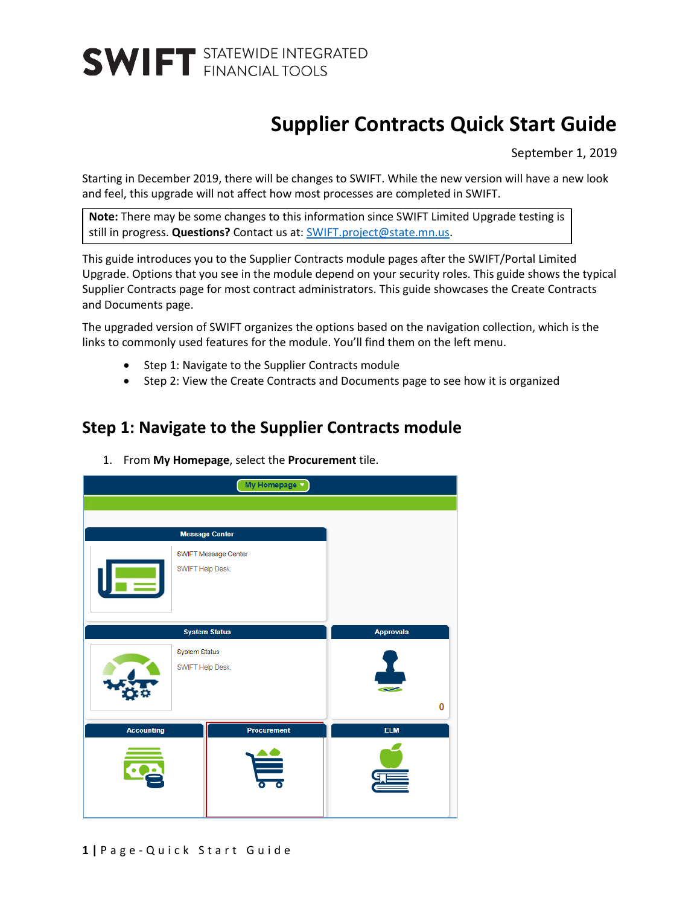SWIFT STATEWIDE INTEGRATED FINANCIAL TOOLS

# Supplier Contracts Quick Start Guide

September 1, 2019

Starting in December 2019, there will be changes to SWIFT. While the new version will have a new look and feel, this upgrade will not affect how most processes are completed in SWIFT.

**Note:** There may be some changes to this information since SWIFT Limited Upgrade testing is still in progress. **Questions?** Contact us at: SWIFT.project@state.mn.us.

This guide introduces you to the Supplier Contracts module pages after the SWIFT/Portal Limited Upgrade. Options that you see in the module depend on your security roles. This guide shows the typical Supplier Contracts page for most contract administrators. This guide showcases the Create Contracts and Documents page.

The upgraded version of SWIFT organizes the options based on the navigation collection, which is the links to commonly used features for the module. You'll find them on the left menu.

- Step 1: Navigate to the Supplier Contracts module
- Step 2: View the Create Contracts and Documents page to see how it is organized

## Step 1: Navigate to the Supplier Contracts module

1. From **My Homepage**, select the **Procurement** tile.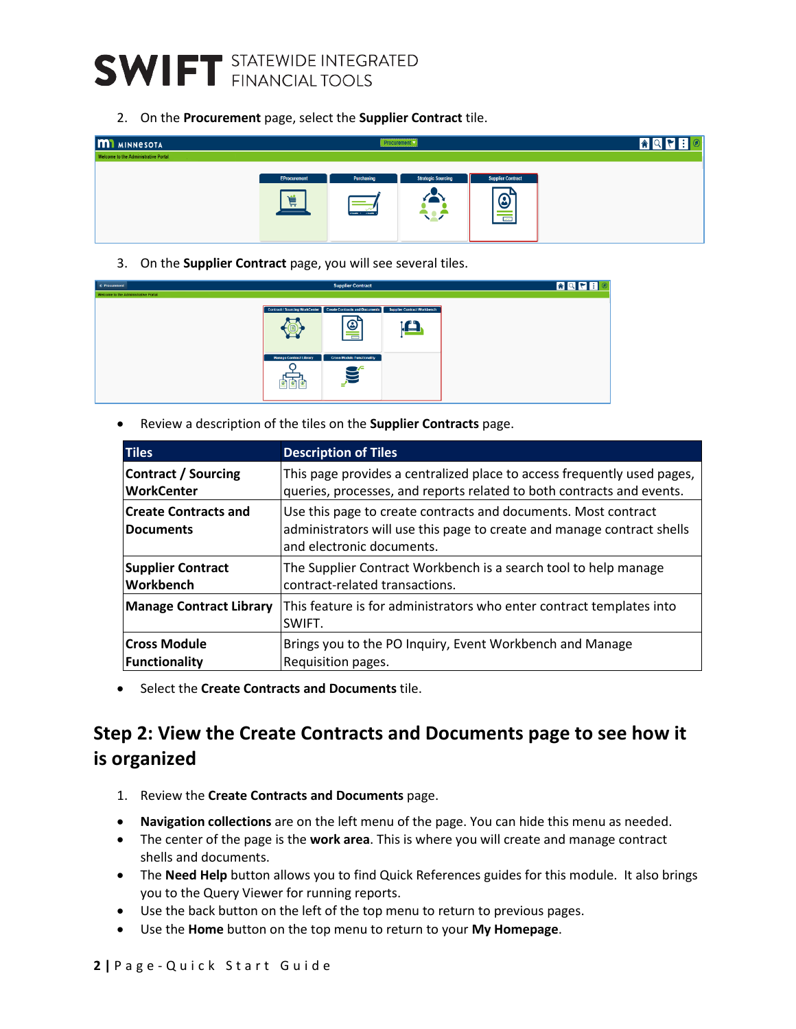2. On the **Procurement** page, select the **Supplier Contract** tile.

3. On the **Supplier Contract** page, you will see several tiles.

- Review a description of the tiles on the **Supplier Contracts** page.

| Tiles | Description of Tiles |
| --- | --- |
| **Contract / Sourcing WorkCenter** | This page provides a centralized place to access frequently used pages, queries, processes, and reports related to both contracts and events. |
| **Create Contracts and Documents** | Use this page to create contracts and documents. Most contract administrators will use this page to create and manage contract shells and electronic documents. |
| **Supplier Contract Workbench** | The Supplier Contract Workbench is a search tool to help manage contract-related transactions. |
| **Manage Contract Library** | This feature is for administrators who enter contract templates into SWIFT. |
| **Cross Module Functionality** | Brings you to the PO Inquiry, Event Workbench and Manage Requisition pages. |

- Select the **Create Contracts and Documents** tile.

## Step 2: View the Create Contracts and Documents page to see how it is organized

1. Review the **Create Contracts and Documents** page.

- **Navigation collections** are on the left menu of the page. You can hide this menu as needed.
- The center of the page is the **work area**. This is where you will create and manage contract shells and documents.
- The **Need Help** button allows you to find Quick References guides for this module. It also brings you to the Query Viewer for running reports.
- Use the back button on the left of the top menu to return to previous pages.
- Use the **Home** button on the top menu to return to your **My Homepage**.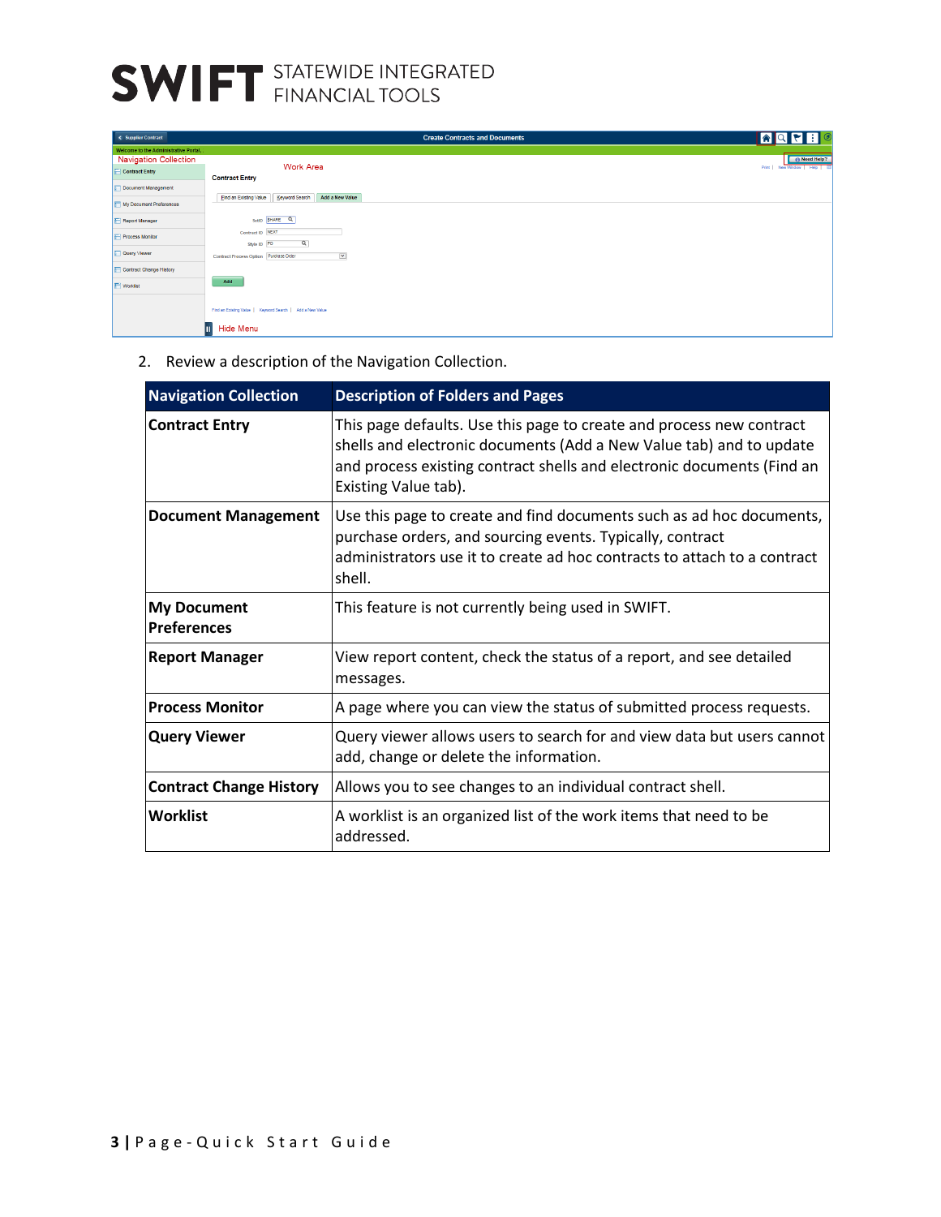2. Review a description of the Navigation Collection.

| Navigation Collection | Description of Folders and Pages |
| --- | --- |
| **Contract Entry** | This page defaults. Use this page to create and process new contract shells and electronic documents (Add a New Value tab) and to update and process existing contract shells and electronic documents (Find an Existing Value tab). |
| **Document Management** | Use this page to create and find documents such as ad hoc documents, purchase orders, and sourcing events. Typically, contract administrators use it to create ad hoc contracts to attach to a contract shell. |
| **My Document Preferences** | This feature is not currently being used in SWIFT. |
| **Report Manager** | View report content, check the status of a report, and see detailed messages. |
| **Process Monitor** | A page where you can view the status of submitted process requests. |
| **Query Viewer** | Query viewer allows users to search for and view data but users cannot add, change or delete the information. |
| **Contract Change History** | Allows you to see changes to an individual contract shell. |
| **Worklist** | A worklist is an organized list of the work items that need to be addressed. |